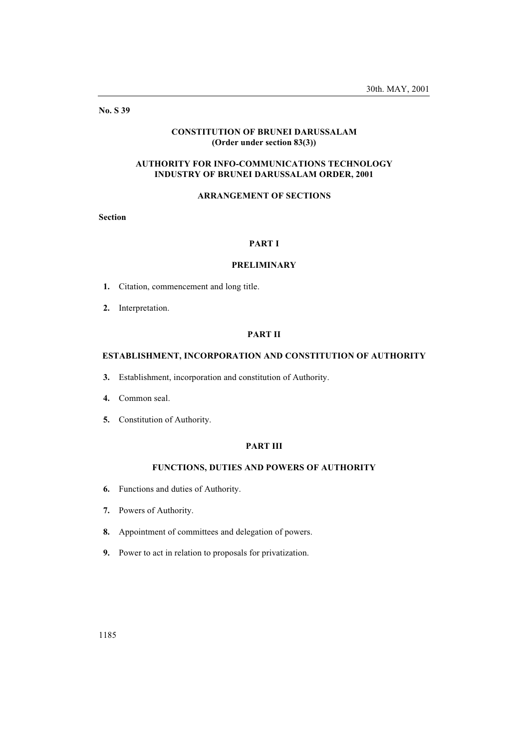30th. MAY, 2001

**No. S 39**

**CONSTITUTION OF BRUNEI DARUSSALAM**
**(Order under section 83(3))**

# AUTHORITY FOR INFO-COMMUNICATIONS TECHNOLOGY INDUSTRY OF BRUNEI DARUSSALAM ORDER, 2001

## ARRANGEMENT OF SECTIONS

**Section**

### PART I

### PRELIMINARY

**1.** Citation, commencement and long title.

**2.** Interpretation.

### PART II

### ESTABLISHMENT, INCORPORATION AND CONSTITUTION OF AUTHORITY

**3.** Establishment, incorporation and constitution of Authority.

**4.** Common seal.

**5.** Constitution of Authority.

### PART III

### FUNCTIONS, DUTIES AND POWERS OF AUTHORITY

**6.** Functions and duties of Authority.

**7.** Powers of Authority.

**8.** Appointment of committees and delegation of powers.

**9.** Power to act in relation to proposals for privatization.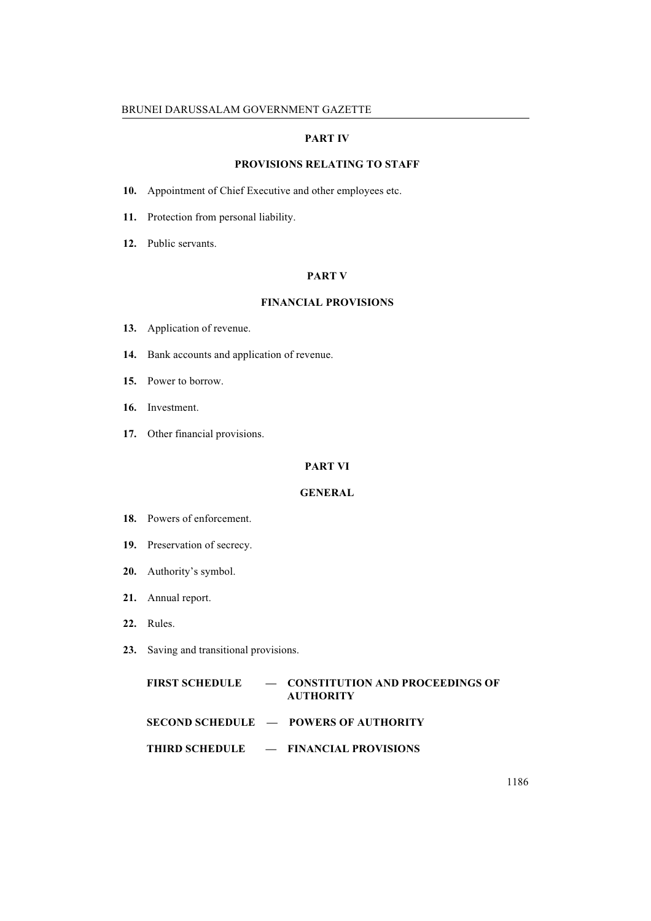## PART IV

## PROVISIONS RELATING TO STAFF

**10.** Appointment of Chief Executive and other employees etc.

**11.** Protection from personal liability.

**12.** Public servants.

## PART V

## FINANCIAL PROVISIONS

**13.** Application of revenue.

**14.** Bank accounts and application of revenue.

**15.** Power to borrow.

**16.** Investment.

**17.** Other financial provisions.

## PART VI

## GENERAL

**18.** Powers of enforcement.

**19.** Preservation of secrecy.

**20.** Authority's symbol.

**21.** Annual report.

**22.** Rules.

**23.** Saving and transitional provisions.

**FIRST SCHEDULE — CONSTITUTION AND PROCEEDINGS OF AUTHORITY**

**SECOND SCHEDULE — POWERS OF AUTHORITY**

**THIRD SCHEDULE — FINANCIAL PROVISIONS**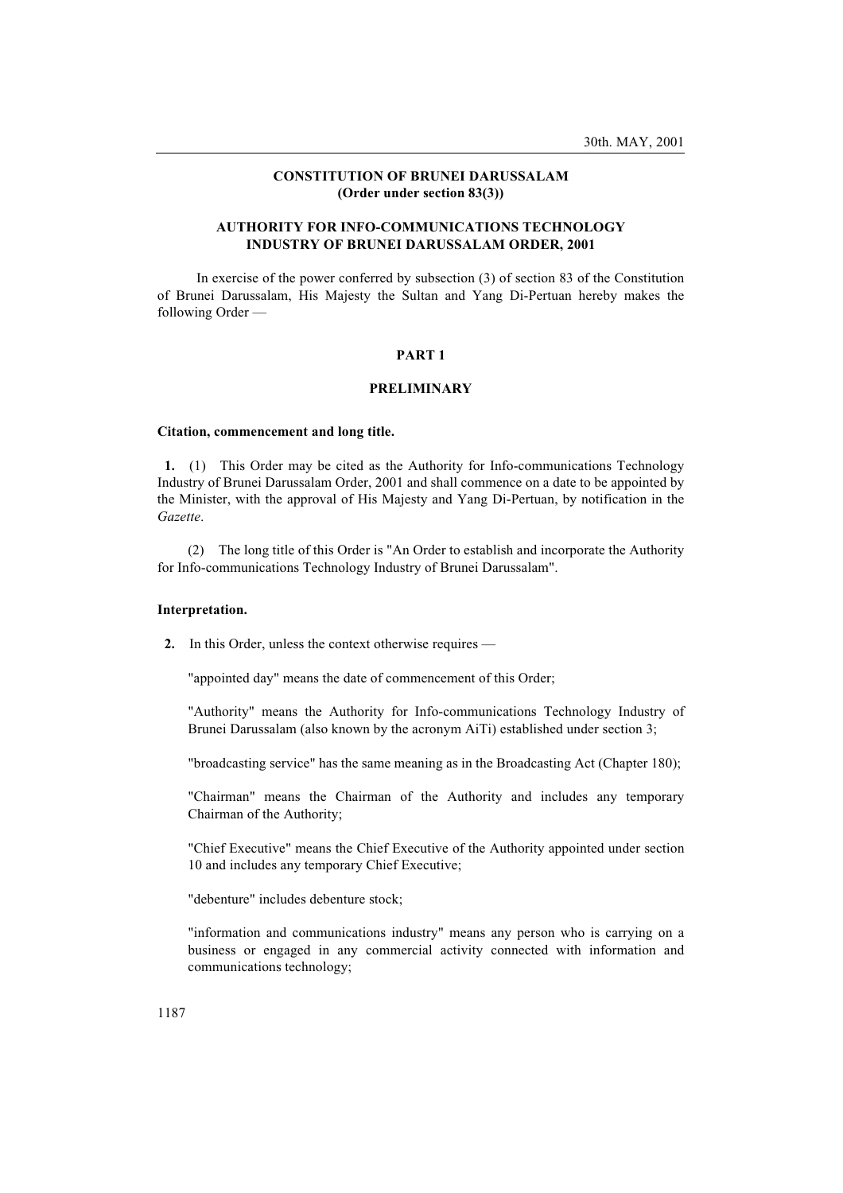**CONSTITUTION OF BRUNEI DARUSSALAM**
**(Order under section 83(3))**

**AUTHORITY FOR INFO-COMMUNICATIONS TECHNOLOGY INDUSTRY OF BRUNEI DARUSSALAM ORDER, 2001**

In exercise of the power conferred by subsection (3) of section 83 of the Constitution of Brunei Darussalam, His Majesty the Sultan and Yang Di-Pertuan hereby makes the following Order —

## PART 1

## PRELIMINARY

**Citation, commencement and long title.**

**1.** (1) This Order may be cited as the Authority for Info-communications Technology Industry of Brunei Darussalam Order, 2001 and shall commence on a date to be appointed by the Minister, with the approval of His Majesty and Yang Di-Pertuan, by notification in the *Gazette*.

(2) The long title of this Order is "An Order to establish and incorporate the Authority for Info-communications Technology Industry of Brunei Darussalam".

**Interpretation.**

**2.** In this Order, unless the context otherwise requires —

"appointed day" means the date of commencement of this Order;

"Authority" means the Authority for Info-communications Technology Industry of Brunei Darussalam (also known by the acronym AiTi) established under section 3;

"broadcasting service" has the same meaning as in the Broadcasting Act (Chapter 180);

"Chairman" means the Chairman of the Authority and includes any temporary Chairman of the Authority;

"Chief Executive" means the Chief Executive of the Authority appointed under section 10 and includes any temporary Chief Executive;

"debenture" includes debenture stock;

"information and communications industry" means any person who is carrying on a business or engaged in any commercial activity connected with information and communications technology;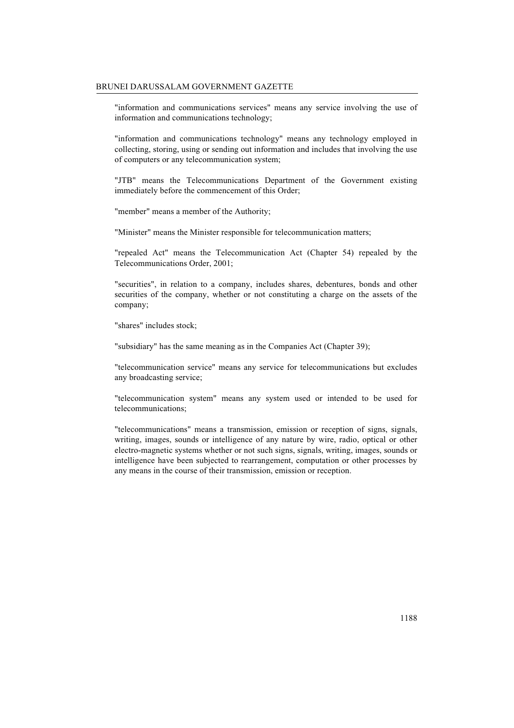"information and communications services" means any service involving the use of information and communications technology;

"information and communications technology" means any technology employed in collecting, storing, using or sending out information and includes that involving the use of computers or any telecommunication system;

"JTB" means the Telecommunications Department of the Government existing immediately before the commencement of this Order;

"member" means a member of the Authority;

"Minister" means the Minister responsible for telecommunication matters;

"repealed Act" means the Telecommunication Act (Chapter 54) repealed by the Telecommunications Order, 2001;

"securities", in relation to a company, includes shares, debentures, bonds and other securities of the company, whether or not constituting a charge on the assets of the company;

"shares" includes stock;

"subsidiary" has the same meaning as in the Companies Act (Chapter 39);

"telecommunication service" means any service for telecommunications but excludes any broadcasting service;

"telecommunication system" means any system used or intended to be used for telecommunications;

"telecommunications" means a transmission, emission or reception of signs, signals, writing, images, sounds or intelligence of any nature by wire, radio, optical or other electro-magnetic systems whether or not such signs, signals, writing, images, sounds or intelligence have been subjected to rearrangement, computation or other processes by any means in the course of their transmission, emission or reception.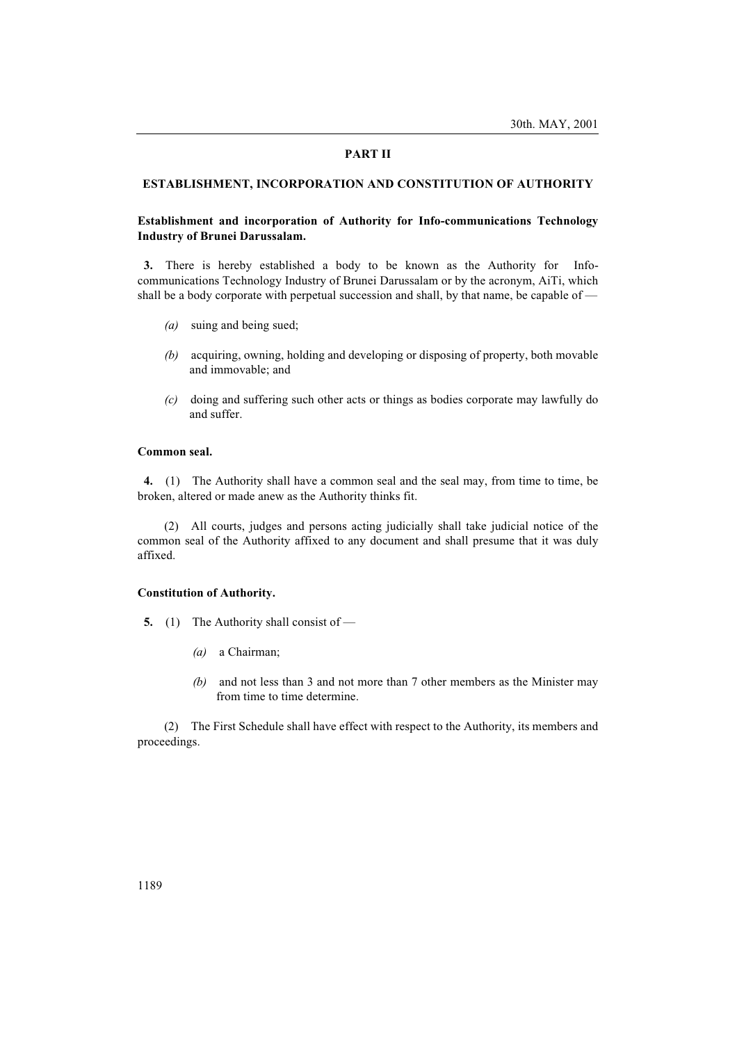## PART II

## ESTABLISHMENT, INCORPORATION AND CONSTITUTION OF AUTHORITY

**Establishment and incorporation of Authority for Info-communications Technology Industry of Brunei Darussalam.**

**3.** There is hereby established a body to be known as the Authority for Info-communications Technology Industry of Brunei Darussalam or by the acronym, AiTi, which shall be a body corporate with perpetual succession and shall, by that name, be capable of —

*(a)* suing and being sued;

*(b)* acquiring, owning, holding and developing or disposing of property, both movable and immovable; and

*(c)* doing and suffering such other acts or things as bodies corporate may lawfully do and suffer.

**Common seal.**

**4.** (1) The Authority shall have a common seal and the seal may, from time to time, be broken, altered or made anew as the Authority thinks fit.

(2) All courts, judges and persons acting judicially shall take judicial notice of the common seal of the Authority affixed to any document and shall presume that it was duly affixed.

**Constitution of Authority.**

**5.** (1) The Authority shall consist of —

*(a)* a Chairman;

*(b)* and not less than 3 and not more than 7 other members as the Minister may from time to time determine.

(2) The First Schedule shall have effect with respect to the Authority, its members and proceedings.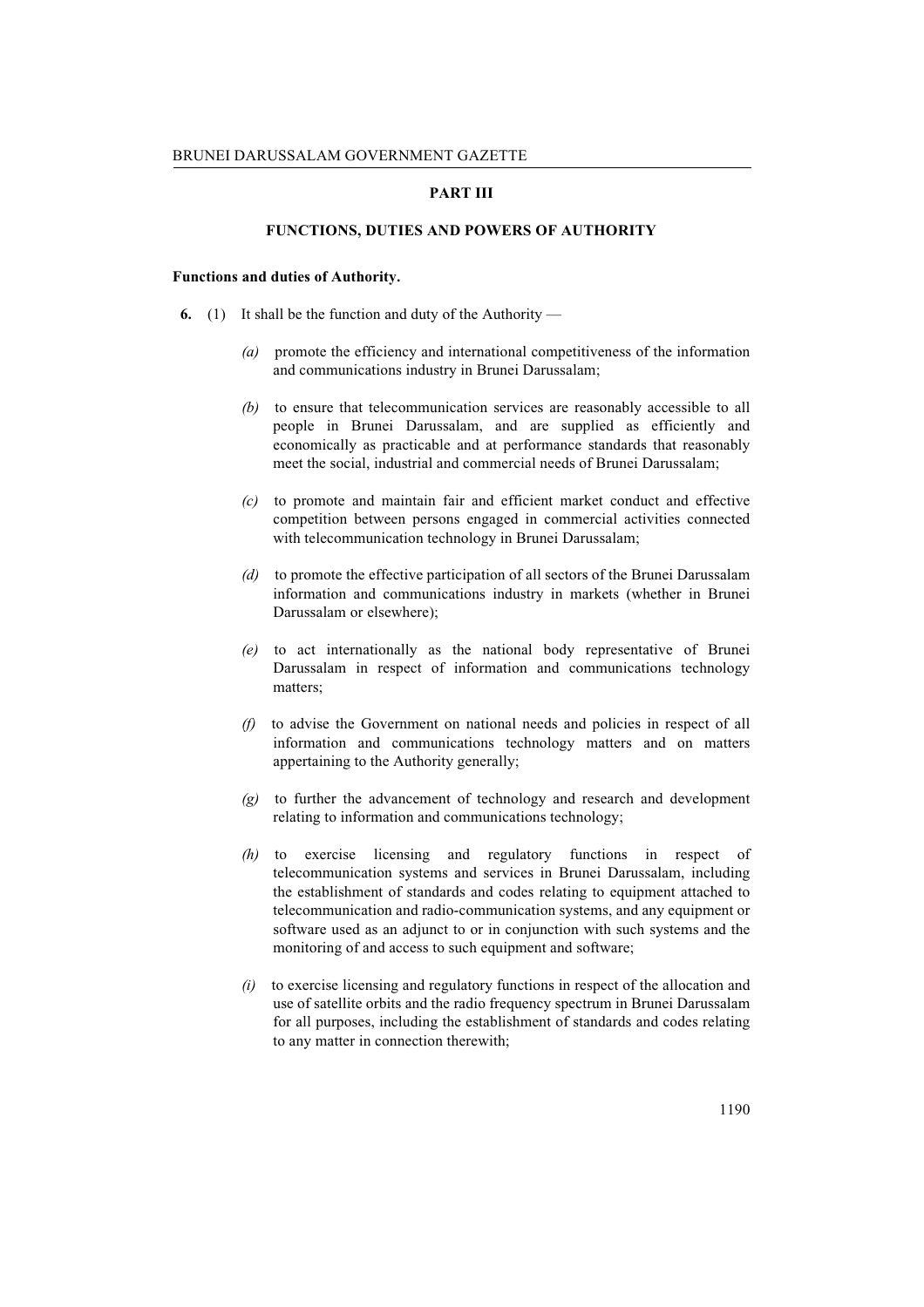## PART III

## FUNCTIONS, DUTIES AND POWERS OF AUTHORITY

**Functions and duties of Authority.**

**6.** (1) It shall be the function and duty of the Authority —

*(a)* promote the efficiency and international competitiveness of the information and communications industry in Brunei Darussalam;

*(b)* to ensure that telecommunication services are reasonably accessible to all people in Brunei Darussalam, and are supplied as efficiently and economically as practicable and at performance standards that reasonably meet the social, industrial and commercial needs of Brunei Darussalam;

*(c)* to promote and maintain fair and efficient market conduct and effective competition between persons engaged in commercial activities connected with telecommunication technology in Brunei Darussalam;

*(d)* to promote the effective participation of all sectors of the Brunei Darussalam information and communications industry in markets (whether in Brunei Darussalam or elsewhere);

*(e)* to act internationally as the national body representative of Brunei Darussalam in respect of information and communications technology matters;

*(f)* to advise the Government on national needs and policies in respect of all information and communications technology matters and on matters appertaining to the Authority generally;

*(g)* to further the advancement of technology and research and development relating to information and communications technology;

*(h)* to exercise licensing and regulatory functions in respect of telecommunication systems and services in Brunei Darussalam, including the establishment of standards and codes relating to equipment attached to telecommunication and radio-communication systems, and any equipment or software used as an adjunct to or in conjunction with such systems and the monitoring of and access to such equipment and software;

*(i)* to exercise licensing and regulatory functions in respect of the allocation and use of satellite orbits and the radio frequency spectrum in Brunei Darussalam for all purposes, including the establishment of standards and codes relating to any matter in connection therewith;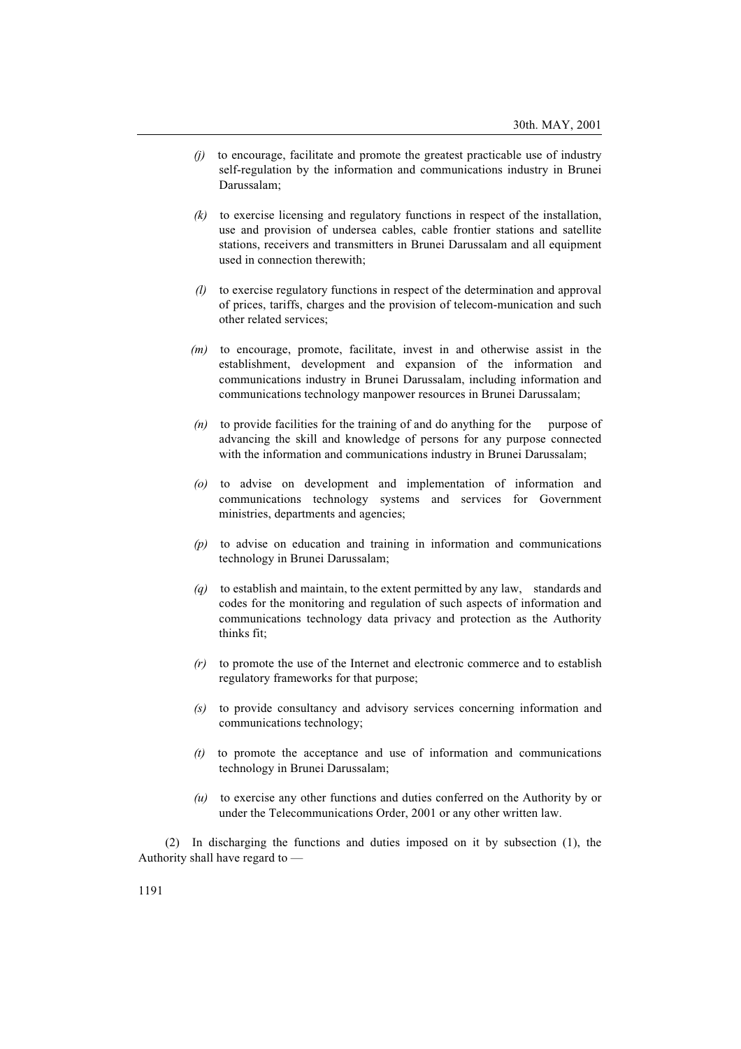*(j)* to encourage, facilitate and promote the greatest practicable use of industry self-regulation by the information and communications industry in Brunei Darussalam;

*(k)* to exercise licensing and regulatory functions in respect of the installation, use and provision of undersea cables, cable frontier stations and satellite stations, receivers and transmitters in Brunei Darussalam and all equipment used in connection therewith;

*(l)* to exercise regulatory functions in respect of the determination and approval of prices, tariffs, charges and the provision of telecom-munication and such other related services;

*(m)* to encourage, promote, facilitate, invest in and otherwise assist in the establishment, development and expansion of the information and communications industry in Brunei Darussalam, including information and communications technology manpower resources in Brunei Darussalam;

*(n)* to provide facilities for the training of and do anything for the purpose of advancing the skill and knowledge of persons for any purpose connected with the information and communications industry in Brunei Darussalam;

*(o)* to advise on development and implementation of information and communications technology systems and services for Government ministries, departments and agencies;

*(p)* to advise on education and training in information and communications technology in Brunei Darussalam;

*(q)* to establish and maintain, to the extent permitted by any law, standards and codes for the monitoring and regulation of such aspects of information and communications technology data privacy and protection as the Authority thinks fit;

*(r)* to promote the use of the Internet and electronic commerce and to establish regulatory frameworks for that purpose;

*(s)* to provide consultancy and advisory services concerning information and communications technology;

*(t)* to promote the acceptance and use of information and communications technology in Brunei Darussalam;

*(u)* to exercise any other functions and duties conferred on the Authority by or under the Telecommunications Order, 2001 or any other written law.

(2) In discharging the functions and duties imposed on it by subsection (1), the Authority shall have regard to —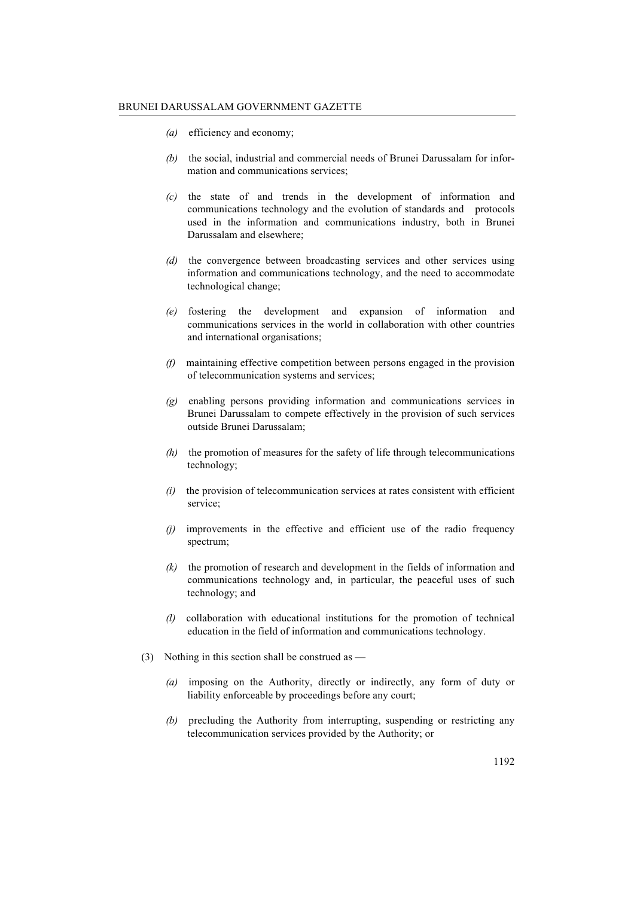*(a)* efficiency and economy;

*(b)* the social, industrial and commercial needs of Brunei Darussalam for information and communications services;

*(c)* the state of and trends in the development of information and communications technology and the evolution of standards and protocols used in the information and communications industry, both in Brunei Darussalam and elsewhere;

*(d)* the convergence between broadcasting services and other services using information and communications technology, and the need to accommodate technological change;

*(e)* fostering the development and expansion of information and communications services in the world in collaboration with other countries and international organisations;

*(f)* maintaining effective competition between persons engaged in the provision of telecommunication systems and services;

*(g)* enabling persons providing information and communications services in Brunei Darussalam to compete effectively in the provision of such services outside Brunei Darussalam;

*(h)* the promotion of measures for the safety of life through telecommunications technology;

*(i)* the provision of telecommunication services at rates consistent with efficient service;

*(j)* improvements in the effective and efficient use of the radio frequency spectrum;

*(k)* the promotion of research and development in the fields of information and communications technology and, in particular, the peaceful uses of such technology; and

*(l)* collaboration with educational institutions for the promotion of technical education in the field of information and communications technology.

(3) Nothing in this section shall be construed as —

*(a)* imposing on the Authority, directly or indirectly, any form of duty or liability enforceable by proceedings before any court;

*(b)* precluding the Authority from interrupting, suspending or restricting any telecommunication services provided by the Authority; or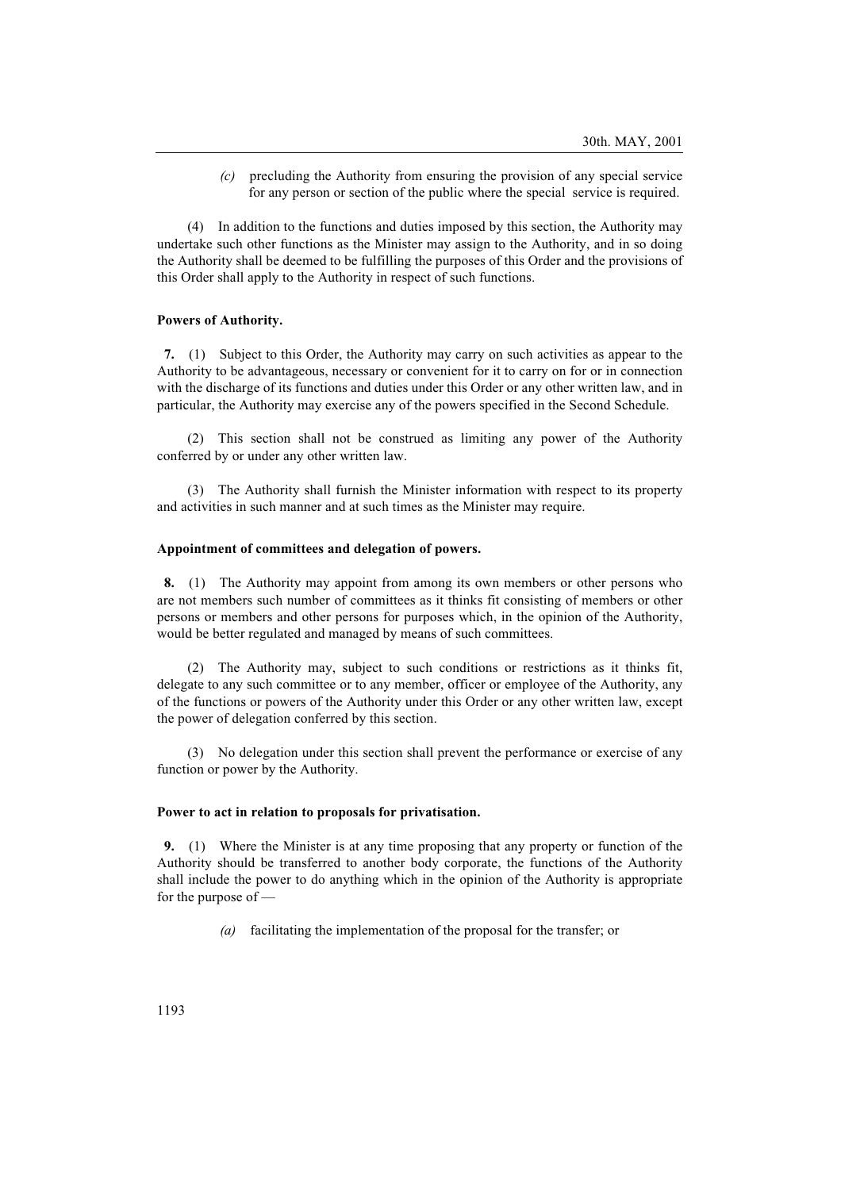*(c)* precluding the Authority from ensuring the provision of any special service for any person or section of the public where the special service is required.

(4) In addition to the functions and duties imposed by this section, the Authority may undertake such other functions as the Minister may assign to the Authority, and in so doing the Authority shall be deemed to be fulfilling the purposes of this Order and the provisions of this Order shall apply to the Authority in respect of such functions.

**Powers of Authority.**

**7.** (1) Subject to this Order, the Authority may carry on such activities as appear to the Authority to be advantageous, necessary or convenient for it to carry on for or in connection with the discharge of its functions and duties under this Order or any other written law, and in particular, the Authority may exercise any of the powers specified in the Second Schedule.

(2) This section shall not be construed as limiting any power of the Authority conferred by or under any other written law.

(3) The Authority shall furnish the Minister information with respect to its property and activities in such manner and at such times as the Minister may require.

**Appointment of committees and delegation of powers.**

**8.** (1) The Authority may appoint from among its own members or other persons who are not members such number of committees as it thinks fit consisting of members or other persons or members and other persons for purposes which, in the opinion of the Authority, would be better regulated and managed by means of such committees.

(2) The Authority may, subject to such conditions or restrictions as it thinks fit, delegate to any such committee or to any member, officer or employee of the Authority, any of the functions or powers of the Authority under this Order or any other written law, except the power of delegation conferred by this section.

(3) No delegation under this section shall prevent the performance or exercise of any function or power by the Authority.

**Power to act in relation to proposals for privatisation.**

**9.** (1) Where the Minister is at any time proposing that any property or function of the Authority should be transferred to another body corporate, the functions of the Authority shall include the power to do anything which in the opinion of the Authority is appropriate for the purpose of —

*(a)* facilitating the implementation of the proposal for the transfer; or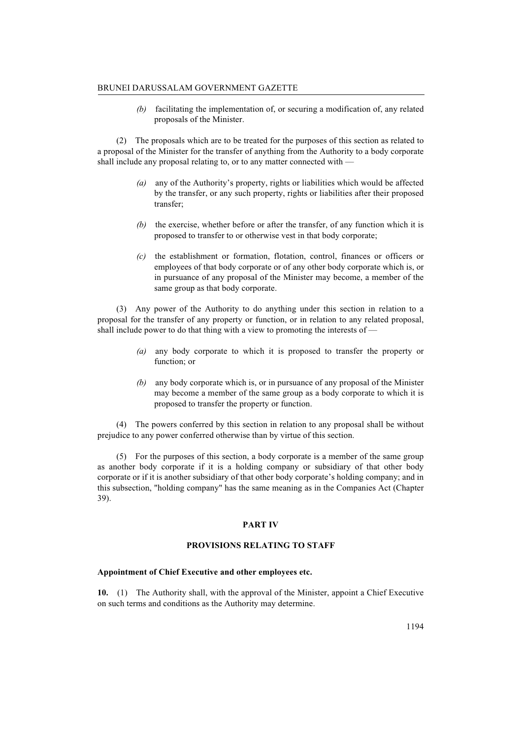*(b)* facilitating the implementation of, or securing a modification of, any related proposals of the Minister.

(2) The proposals which are to be treated for the purposes of this section as related to a proposal of the Minister for the transfer of anything from the Authority to a body corporate shall include any proposal relating to, or to any matter connected with —

*(a)* any of the Authority's property, rights or liabilities which would be affected by the transfer, or any such property, rights or liabilities after their proposed transfer;

*(b)* the exercise, whether before or after the transfer, of any function which it is proposed to transfer to or otherwise vest in that body corporate;

*(c)* the establishment or formation, flotation, control, finances or officers or employees of that body corporate or of any other body corporate which is, or in pursuance of any proposal of the Minister may become, a member of the same group as that body corporate.

(3) Any power of the Authority to do anything under this section in relation to a proposal for the transfer of any property or function, or in relation to any related proposal, shall include power to do that thing with a view to promoting the interests of —

*(a)* any body corporate to which it is proposed to transfer the property or function; or

*(b)* any body corporate which is, or in pursuance of any proposal of the Minister may become a member of the same group as a body corporate to which it is proposed to transfer the property or function.

(4) The powers conferred by this section in relation to any proposal shall be without prejudice to any power conferred otherwise than by virtue of this section.

(5) For the purposes of this section, a body corporate is a member of the same group as another body corporate if it is a holding company or subsidiary of that other body corporate or if it is another subsidiary of that other body corporate's holding company; and in this subsection, "holding company" has the same meaning as in the Companies Act (Chapter 39).

## PART IV

## PROVISIONS RELATING TO STAFF

**Appointment of Chief Executive and other employees etc.**

**10.** (1) The Authority shall, with the approval of the Minister, appoint a Chief Executive on such terms and conditions as the Authority may determine.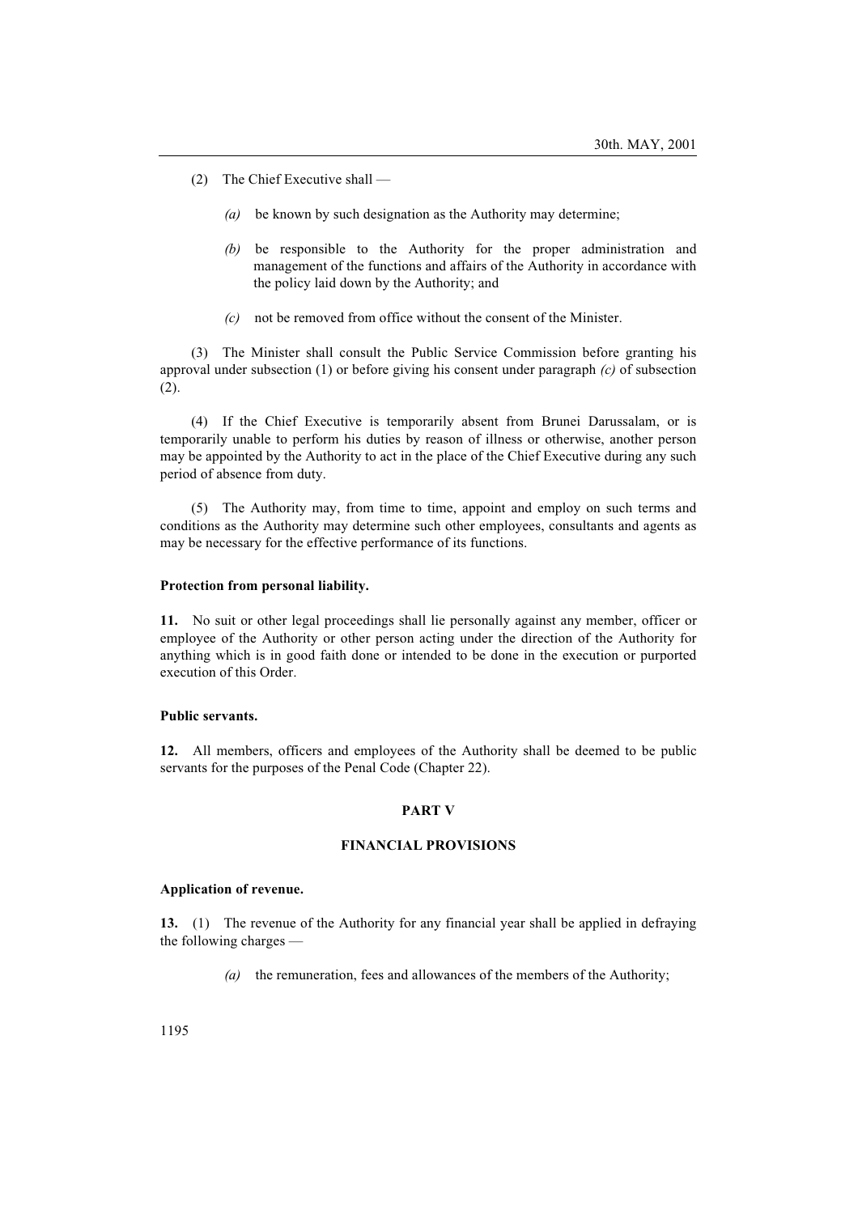(2) The Chief Executive shall —

*(a)* be known by such designation as the Authority may determine;

*(b)* be responsible to the Authority for the proper administration and management of the functions and affairs of the Authority in accordance with the policy laid down by the Authority; and

*(c)* not be removed from office without the consent of the Minister.

(3) The Minister shall consult the Public Service Commission before granting his approval under subsection (1) or before giving his consent under paragraph *(c)* of subsection (2).

(4) If the Chief Executive is temporarily absent from Brunei Darussalam, or is temporarily unable to perform his duties by reason of illness or otherwise, another person may be appointed by the Authority to act in the place of the Chief Executive during any such period of absence from duty.

(5) The Authority may, from time to time, appoint and employ on such terms and conditions as the Authority may determine such other employees, consultants and agents as may be necessary for the effective performance of its functions.

**Protection from personal liability.**

**11.** No suit or other legal proceedings shall lie personally against any member, officer or employee of the Authority or other person acting under the direction of the Authority for anything which is in good faith done or intended to be done in the execution or purported execution of this Order.

**Public servants.**

**12.** All members, officers and employees of the Authority shall be deemed to be public servants for the purposes of the Penal Code (Chapter 22).

## PART V

## FINANCIAL PROVISIONS

**Application of revenue.**

**13.** (1) The revenue of the Authority for any financial year shall be applied in defraying the following charges —

*(a)* the remuneration, fees and allowances of the members of the Authority;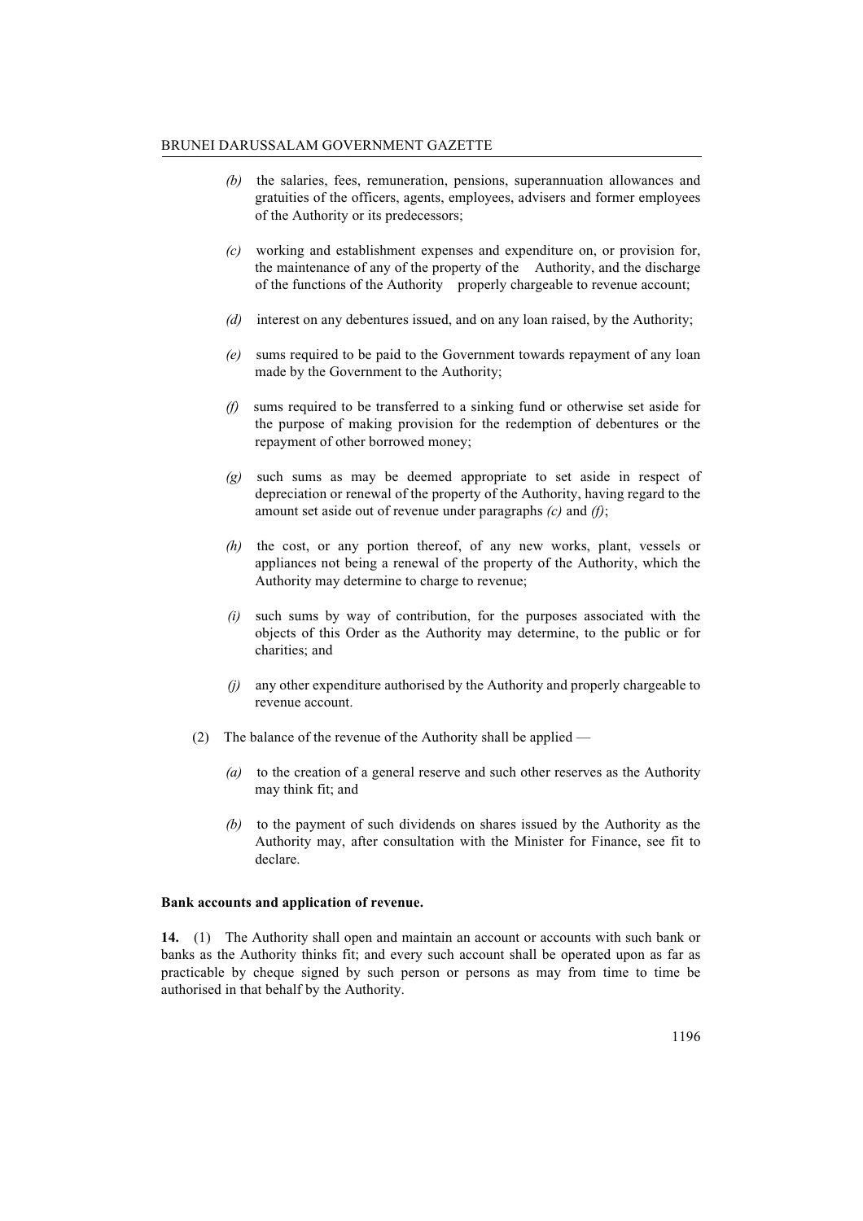*(b)* the salaries, fees, remuneration, pensions, superannuation allowances and gratuities of the officers, agents, employees, advisers and former employees of the Authority or its predecessors;

*(c)* working and establishment expenses and expenditure on, or provision for, the maintenance of any of the property of the Authority, and the discharge of the functions of the Authority properly chargeable to revenue account;

*(d)* interest on any debentures issued, and on any loan raised, by the Authority;

*(e)* sums required to be paid to the Government towards repayment of any loan made by the Government to the Authority;

*(f)* sums required to be transferred to a sinking fund or otherwise set aside for the purpose of making provision for the redemption of debentures or the repayment of other borrowed money;

*(g)* such sums as may be deemed appropriate to set aside in respect of depreciation or renewal of the property of the Authority, having regard to the amount set aside out of revenue under paragraphs *(c)* and *(f)*;

*(h)* the cost, or any portion thereof, of any new works, plant, vessels or appliances not being a renewal of the property of the Authority, which the Authority may determine to charge to revenue;

*(i)* such sums by way of contribution, for the purposes associated with the objects of this Order as the Authority may determine, to the public or for charities; and

*(j)* any other expenditure authorised by the Authority and properly chargeable to revenue account.

(2) The balance of the revenue of the Authority shall be applied —

*(a)* to the creation of a general reserve and such other reserves as the Authority may think fit; and

*(b)* to the payment of such dividends on shares issued by the Authority as the Authority may, after consultation with the Minister for Finance, see fit to declare.

**Bank accounts and application of revenue.**

**14.** (1) The Authority shall open and maintain an account or accounts with such bank or banks as the Authority thinks fit; and every such account shall be operated upon as far as practicable by cheque signed by such person or persons as may from time to time be authorised in that behalf by the Authority.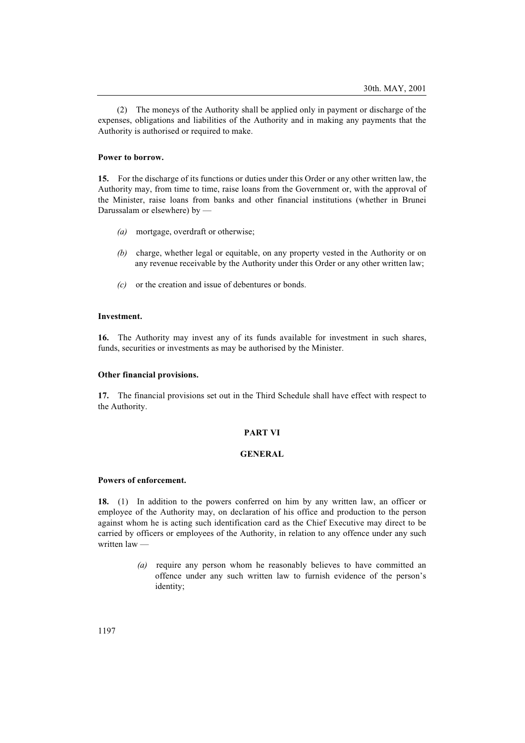(2) The moneys of the Authority shall be applied only in payment or discharge of the expenses, obligations and liabilities of the Authority and in making any payments that the Authority is authorised or required to make.

**Power to borrow.**

**15.** For the discharge of its functions or duties under this Order or any other written law, the Authority may, from time to time, raise loans from the Government or, with the approval of the Minister, raise loans from banks and other financial institutions (whether in Brunei Darussalam or elsewhere) by —

*(a)* mortgage, overdraft or otherwise;

*(b)* charge, whether legal or equitable, on any property vested in the Authority or on any revenue receivable by the Authority under this Order or any other written law;

*(c)* or the creation and issue of debentures or bonds.

**Investment.**

**16.** The Authority may invest any of its funds available for investment in such shares, funds, securities or investments as may be authorised by the Minister.

**Other financial provisions.**

**17.** The financial provisions set out in the Third Schedule shall have effect with respect to the Authority.

## PART VI

## GENERAL

**Powers of enforcement.**

**18.** (1) In addition to the powers conferred on him by any written law, an officer or employee of the Authority may, on declaration of his office and production to the person against whom he is acting such identification card as the Chief Executive may direct to be carried by officers or employees of the Authority, in relation to any offence under any such written law —

*(a)* require any person whom he reasonably believes to have committed an offence under any such written law to furnish evidence of the person's identity;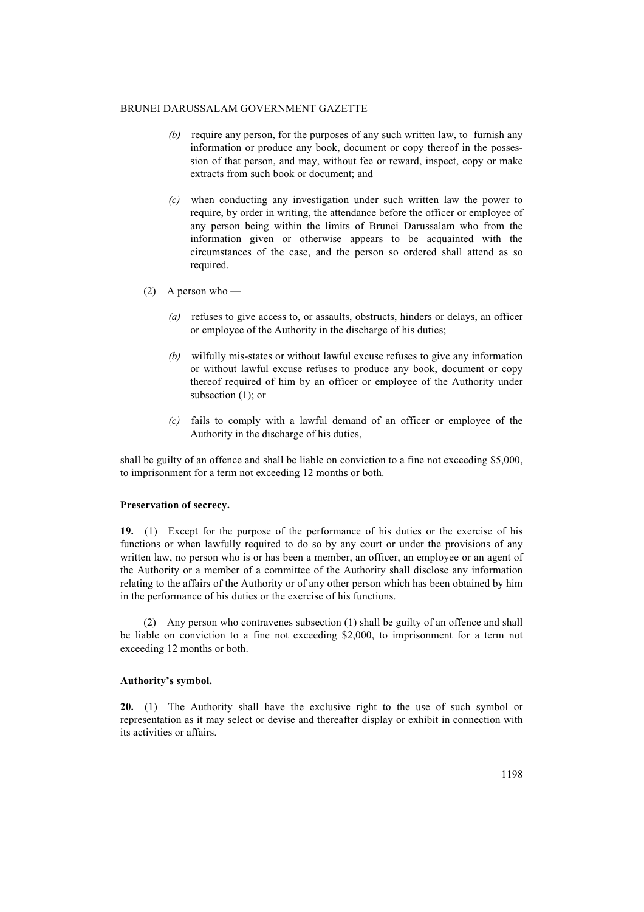*(b)* require any person, for the purposes of any such written law, to furnish any information or produce any book, document or copy thereof in the possession of that person, and may, without fee or reward, inspect, copy or make extracts from such book or document; and

*(c)* when conducting any investigation under such written law the power to require, by order in writing, the attendance before the officer or employee of any person being within the limits of Brunei Darussalam who from the information given or otherwise appears to be acquainted with the circumstances of the case, and the person so ordered shall attend as so required.

(2) A person who —

*(a)* refuses to give access to, or assaults, obstructs, hinders or delays, an officer or employee of the Authority in the discharge of his duties;

*(b)* wilfully mis-states or without lawful excuse refuses to give any information or without lawful excuse refuses to produce any book, document or copy thereof required of him by an officer or employee of the Authority under subsection (1); or

*(c)* fails to comply with a lawful demand of an officer or employee of the Authority in the discharge of his duties,

shall be guilty of an offence and shall be liable on conviction to a fine not exceeding $5,000, to imprisonment for a term not exceeding 12 months or both.

**Preservation of secrecy.**

**19.** (1) Except for the purpose of the performance of his duties or the exercise of his functions or when lawfully required to do so by any court or under the provisions of any written law, no person who is or has been a member, an officer, an employee or an agent of the Authority or a member of a committee of the Authority shall disclose any information relating to the affairs of the Authority or of any other person which has been obtained by him in the performance of his duties or the exercise of his functions.

(2) Any person who contravenes subsection (1) shall be guilty of an offence and shall be liable on conviction to a fine not exceeding $2,000, to imprisonment for a term not exceeding 12 months or both.

**Authority's symbol.**

**20.** (1) The Authority shall have the exclusive right to the use of such symbol or representation as it may select or devise and thereafter display or exhibit in connection with its activities or affairs.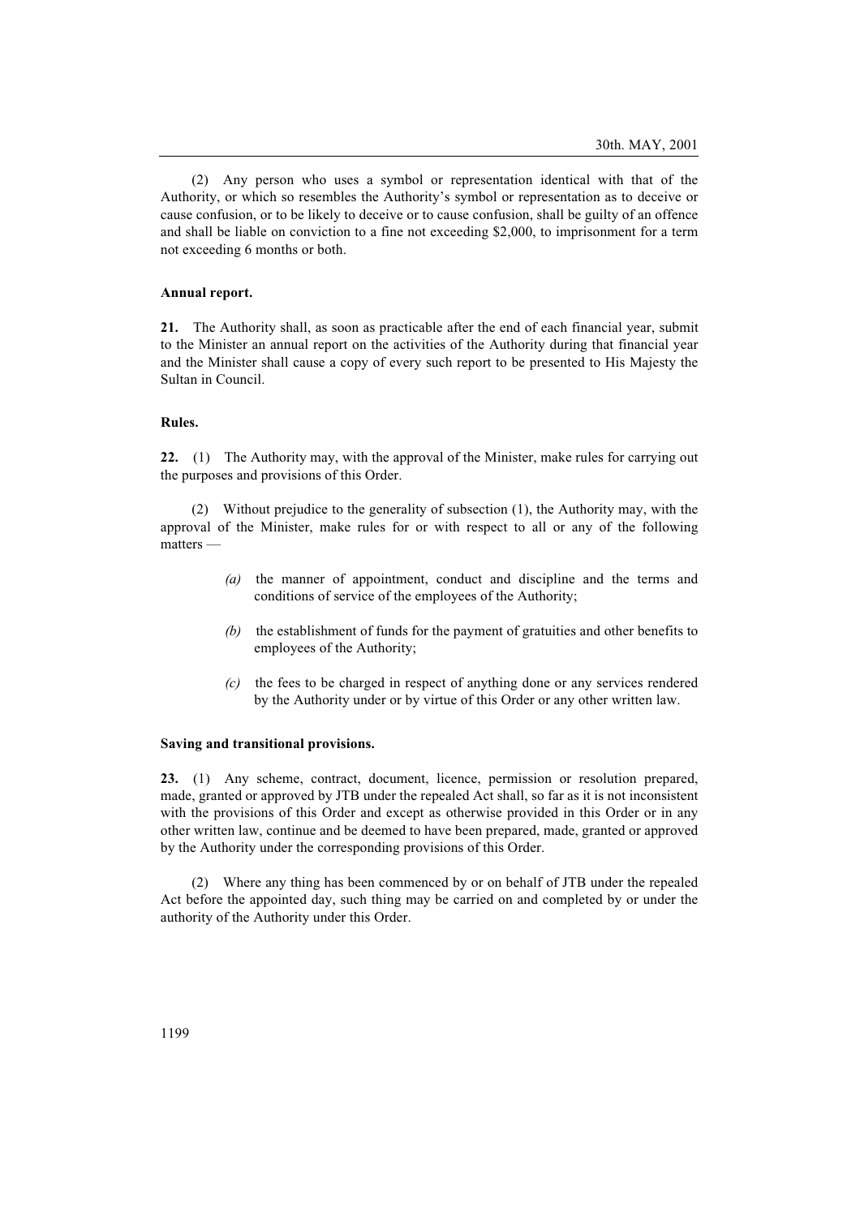(2) Any person who uses a symbol or representation identical with that of the Authority, or which so resembles the Authority's symbol or representation as to deceive or cause confusion, or to be likely to deceive or to cause confusion, shall be guilty of an offence and shall be liable on conviction to a fine not exceeding $2,000, to imprisonment for a term not exceeding 6 months or both.

**Annual report.**

**21.** The Authority shall, as soon as practicable after the end of each financial year, submit to the Minister an annual report on the activities of the Authority during that financial year and the Minister shall cause a copy of every such report to be presented to His Majesty the Sultan in Council.

**Rules.**

**22.** (1) The Authority may, with the approval of the Minister, make rules for carrying out the purposes and provisions of this Order.

(2) Without prejudice to the generality of subsection (1), the Authority may, with the approval of the Minister, make rules for or with respect to all or any of the following matters —

*(a)* the manner of appointment, conduct and discipline and the terms and conditions of service of the employees of the Authority;

*(b)* the establishment of funds for the payment of gratuities and other benefits to employees of the Authority;

*(c)* the fees to be charged in respect of anything done or any services rendered by the Authority under or by virtue of this Order or any other written law.

**Saving and transitional provisions.**

**23.** (1) Any scheme, contract, document, licence, permission or resolution prepared, made, granted or approved by JTB under the repealed Act shall, so far as it is not inconsistent with the provisions of this Order and except as otherwise provided in this Order or in any other written law, continue and be deemed to have been prepared, made, granted or approved by the Authority under the corresponding provisions of this Order.

(2) Where any thing has been commenced by or on behalf of JTB under the repealed Act before the appointed day, such thing may be carried on and completed by or under the authority of the Authority under this Order.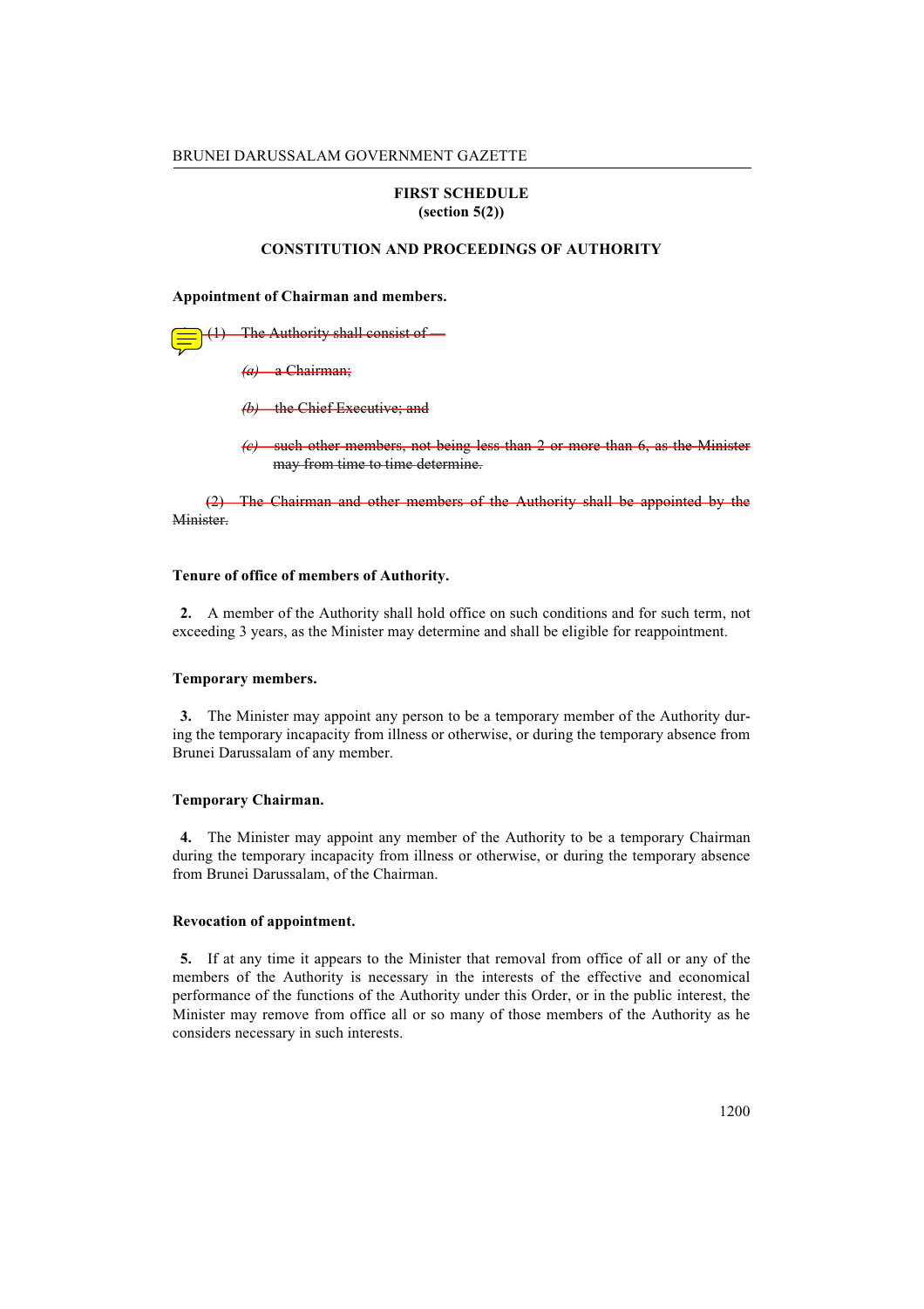### FIRST SCHEDULE
### (section 5(2))

## CONSTITUTION AND PROCEEDINGS OF AUTHORITY

**Appointment of Chairman and members.**

~~(1) The Authority shall consist of —~~

~~*(a)* a Chairman;~~

~~*(b)* the Chief Executive; and~~

~~*(c)* such other members, not being less than 2 or more than 6, as the Minister may from time to time determine.~~

~~(2) The Chairman and other members of the Authority shall be appointed by the Minister.~~

**Tenure of office of members of Authority.**

**2.** A member of the Authority shall hold office on such conditions and for such term, not exceeding 3 years, as the Minister may determine and shall be eligible for reappointment.

**Temporary members.**

**3.** The Minister may appoint any person to be a temporary member of the Authority during the temporary incapacity from illness or otherwise, or during the temporary absence from Brunei Darussalam of any member.

**Temporary Chairman.**

**4.** The Minister may appoint any member of the Authority to be a temporary Chairman during the temporary incapacity from illness or otherwise, or during the temporary absence from Brunei Darussalam, of the Chairman.

**Revocation of appointment.**

**5.** If at any time it appears to the Minister that removal from office of all or any of the members of the Authority is necessary in the interests of the effective and economical performance of the functions of the Authority under this Order, or in the public interest, the Minister may remove from office all or so many of those members of the Authority as he considers necessary in such interests.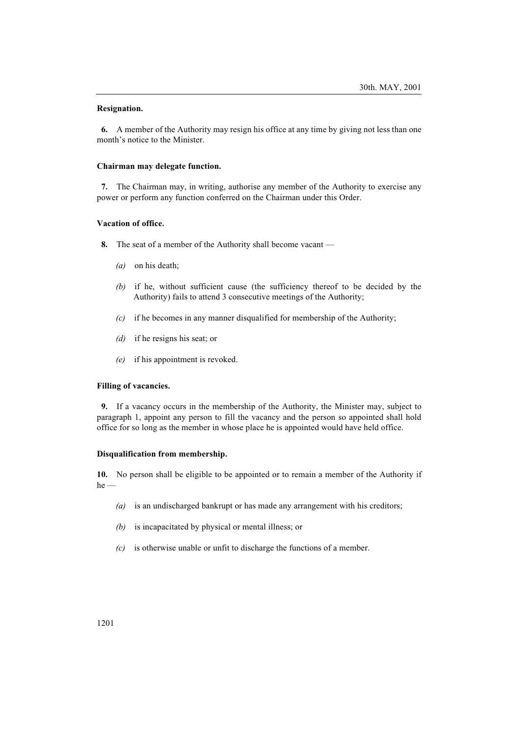**Resignation.**

**6.** A member of the Authority may resign his office at any time by giving not less than one month's notice to the Minister.

**Chairman may delegate function.**

**7.** The Chairman may, in writing, authorise any member of the Authority to exercise any power or perform any function conferred on the Chairman under this Order.

**Vacation of office.**

**8.** The seat of a member of the Authority shall become vacant —

*(a)* on his death;

*(b)* if he, without sufficient cause (the sufficiency thereof to be decided by the Authority) fails to attend 3 consecutive meetings of the Authority;

*(c)* if he becomes in any manner disqualified for membership of the Authority;

*(d)* if he resigns his seat; or

*(e)* if his appointment is revoked.

**Filling of vacancies.**

**9.** If a vacancy occurs in the membership of the Authority, the Minister may, subject to paragraph 1, appoint any person to fill the vacancy and the person so appointed shall hold office for so long as the member in whose place he is appointed would have held office.

**Disqualification from membership.**

**10.** No person shall be eligible to be appointed or to remain a member of the Authority if he —

*(a)* is an undischarged bankrupt or has made any arrangement with his creditors;

*(b)* is incapacitated by physical or mental illness; or

*(c)* is otherwise unable or unfit to discharge the functions of a member.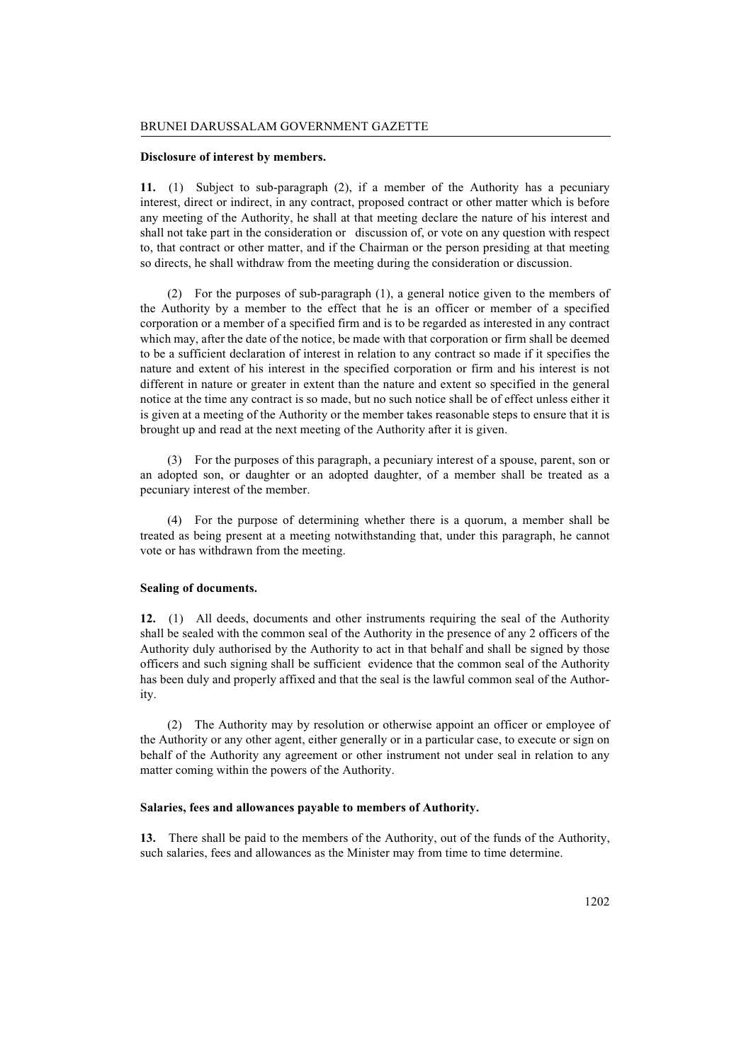**Disclosure of interest by members.**

**11.** (1) Subject to sub-paragraph (2), if a member of the Authority has a pecuniary interest, direct or indirect, in any contract, proposed contract or other matter which is before any meeting of the Authority, he shall at that meeting declare the nature of his interest and shall not take part in the consideration or discussion of, or vote on any question with respect to, that contract or other matter, and if the Chairman or the person presiding at that meeting so directs, he shall withdraw from the meeting during the consideration or discussion.

(2) For the purposes of sub-paragraph (1), a general notice given to the members of the Authority by a member to the effect that he is an officer or member of a specified corporation or a member of a specified firm and is to be regarded as interested in any contract which may, after the date of the notice, be made with that corporation or firm shall be deemed to be a sufficient declaration of interest in relation to any contract so made if it specifies the nature and extent of his interest in the specified corporation or firm and his interest is not different in nature or greater in extent than the nature and extent so specified in the general notice at the time any contract is so made, but no such notice shall be of effect unless either it is given at a meeting of the Authority or the member takes reasonable steps to ensure that it is brought up and read at the next meeting of the Authority after it is given.

(3) For the purposes of this paragraph, a pecuniary interest of a spouse, parent, son or an adopted son, or daughter or an adopted daughter, of a member shall be treated as a pecuniary interest of the member.

(4) For the purpose of determining whether there is a quorum, a member shall be treated as being present at a meeting notwithstanding that, under this paragraph, he cannot vote or has withdrawn from the meeting.

**Sealing of documents.**

**12.** (1) All deeds, documents and other instruments requiring the seal of the Authority shall be sealed with the common seal of the Authority in the presence of any 2 officers of the Authority duly authorised by the Authority to act in that behalf and shall be signed by those officers and such signing shall be sufficient evidence that the common seal of the Authority has been duly and properly affixed and that the seal is the lawful common seal of the Authority.

(2) The Authority may by resolution or otherwise appoint an officer or employee of the Authority or any other agent, either generally or in a particular case, to execute or sign on behalf of the Authority any agreement or other instrument not under seal in relation to any matter coming within the powers of the Authority.

**Salaries, fees and allowances payable to members of Authority.**

**13.** There shall be paid to the members of the Authority, out of the funds of the Authority, such salaries, fees and allowances as the Minister may from time to time determine.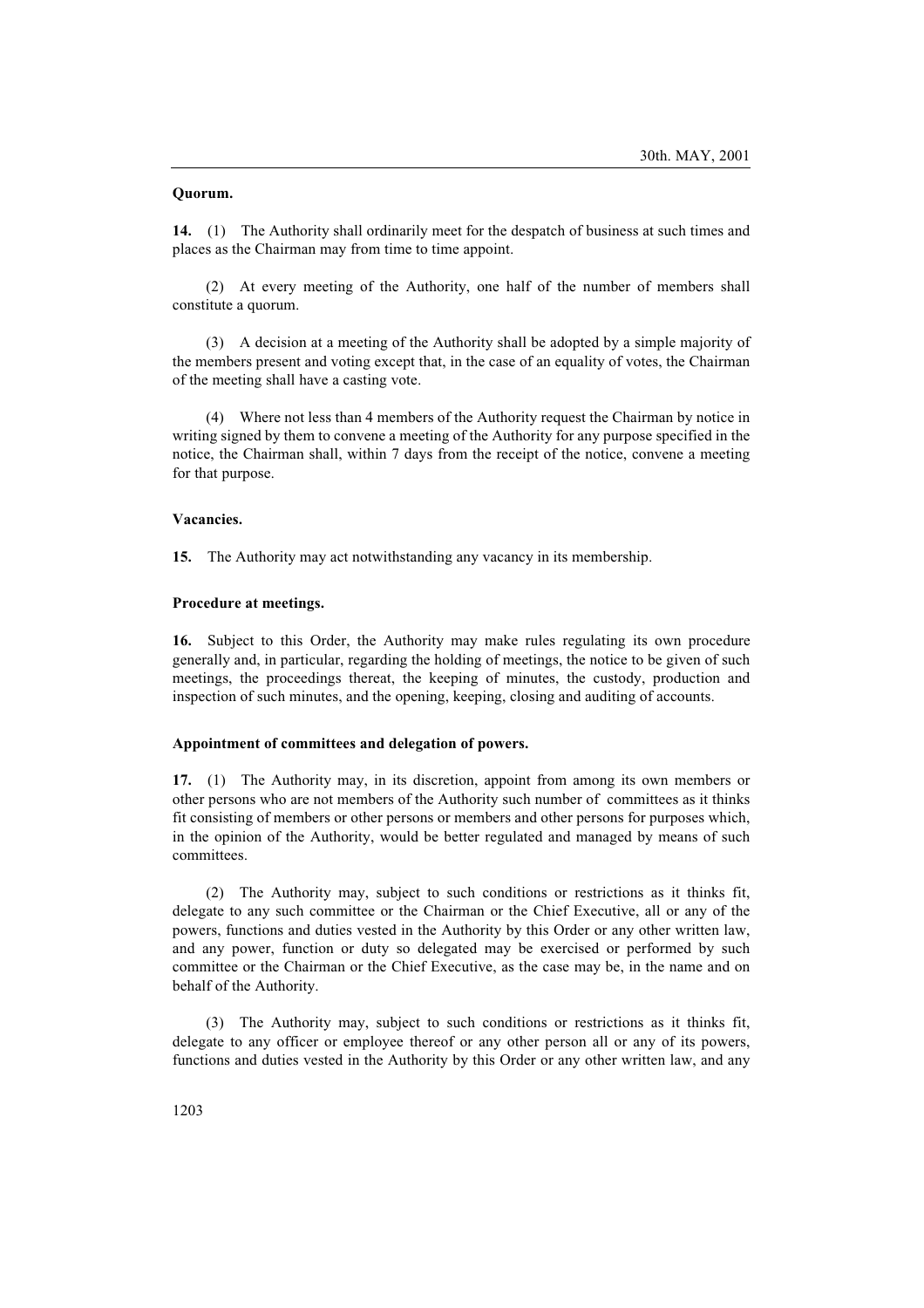**Quorum.**

**14.** (1) The Authority shall ordinarily meet for the despatch of business at such times and places as the Chairman may from time to time appoint.

(2) At every meeting of the Authority, one half of the number of members shall constitute a quorum.

(3) A decision at a meeting of the Authority shall be adopted by a simple majority of the members present and voting except that, in the case of an equality of votes, the Chairman of the meeting shall have a casting vote.

(4) Where not less than 4 members of the Authority request the Chairman by notice in writing signed by them to convene a meeting of the Authority for any purpose specified in the notice, the Chairman shall, within 7 days from the receipt of the notice, convene a meeting for that purpose.

**Vacancies.**

**15.** The Authority may act notwithstanding any vacancy in its membership.

**Procedure at meetings.**

**16.** Subject to this Order, the Authority may make rules regulating its own procedure generally and, in particular, regarding the holding of meetings, the notice to be given of such meetings, the proceedings thereat, the keeping of minutes, the custody, production and inspection of such minutes, and the opening, keeping, closing and auditing of accounts.

**Appointment of committees and delegation of powers.**

**17.** (1) The Authority may, in its discretion, appoint from among its own members or other persons who are not members of the Authority such number of committees as it thinks fit consisting of members or other persons or members and other persons for purposes which, in the opinion of the Authority, would be better regulated and managed by means of such committees.

(2) The Authority may, subject to such conditions or restrictions as it thinks fit, delegate to any such committee or the Chairman or the Chief Executive, all or any of the powers, functions and duties vested in the Authority by this Order or any other written law, and any power, function or duty so delegated may be exercised or performed by such committee or the Chairman or the Chief Executive, as the case may be, in the name and on behalf of the Authority.

(3) The Authority may, subject to such conditions or restrictions as it thinks fit, delegate to any officer or employee thereof or any other person all or any of its powers, functions and duties vested in the Authority by this Order or any other written law, and any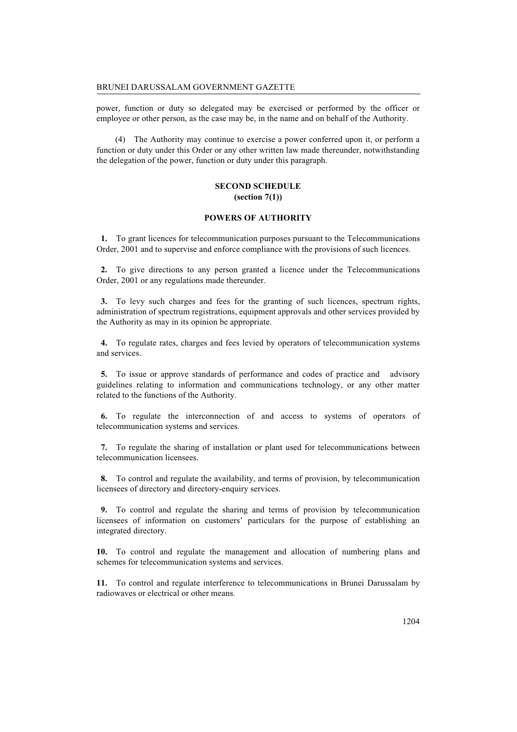power, function or duty so delegated may be exercised or performed by the officer or employee or other person, as the case may be, in the name and on behalf of the Authority.

(4) The Authority may continue to exercise a power conferred upon it, or perform a function or duty under this Order or any other written law made thereunder, notwithstanding the delegation of the power, function or duty under this paragraph.

## SECOND SCHEDULE
**(section 7(1))**

## POWERS OF AUTHORITY

**1.** To grant licences for telecommunication purposes pursuant to the Telecommunications Order, 2001 and to supervise and enforce compliance with the provisions of such licences.

**2.** To give directions to any person granted a licence under the Telecommunications Order, 2001 or any regulations made thereunder.

**3.** To levy such charges and fees for the granting of such licences, spectrum rights, administration of spectrum registrations, equipment approvals and other services provided by the Authority as may in its opinion be appropriate.

**4.** To regulate rates, charges and fees levied by operators of telecommunication systems and services.

**5.** To issue or approve standards of performance and codes of practice and advisory guidelines relating to information and communications technology, or any other matter related to the functions of the Authority.

**6.** To regulate the interconnection of and access to systems of operators of telecommunication systems and services.

**7.** To regulate the sharing of installation or plant used for telecommunications between telecommunication licensees.

**8.** To control and regulate the availability, and terms of provision, by telecommunication licensees of directory and directory-enquiry services.

**9.** To control and regulate the sharing and terms of provision by telecommunication licensees of information on customers' particulars for the purpose of establishing an integrated directory.

**10.** To control and regulate the management and allocation of numbering plans and schemes for telecommunication systems and services.

**11.** To control and regulate interference to telecommunications in Brunei Darussalam by radiowaves or electrical or other means.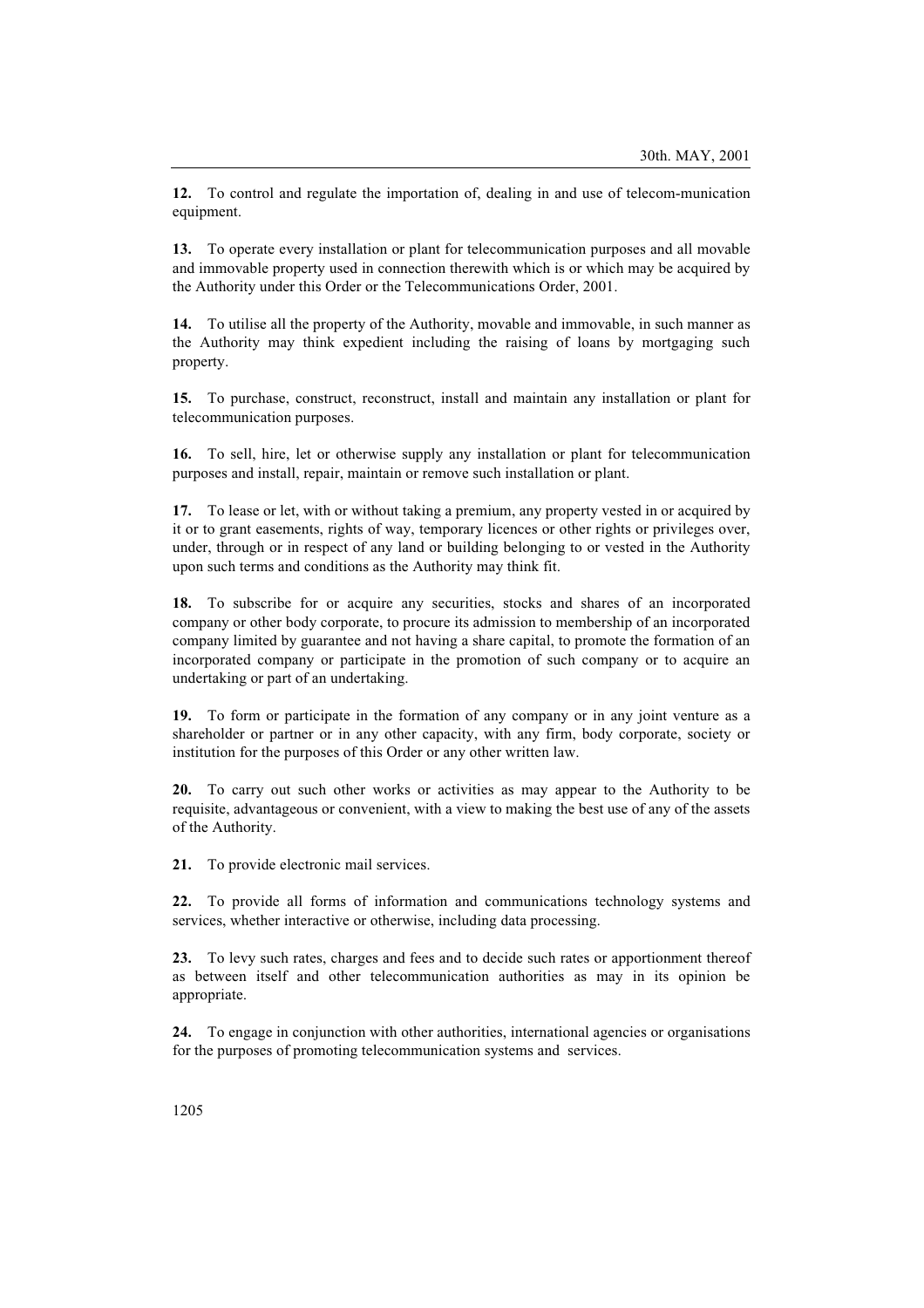**12.** To control and regulate the importation of, dealing in and use of telecom-munication equipment.

**13.** To operate every installation or plant for telecommunication purposes and all movable and immovable property used in connection therewith which is or which may be acquired by the Authority under this Order or the Telecommunications Order, 2001.

**14.** To utilise all the property of the Authority, movable and immovable, in such manner as the Authority may think expedient including the raising of loans by mortgaging such property.

**15.** To purchase, construct, reconstruct, install and maintain any installation or plant for telecommunication purposes.

**16.** To sell, hire, let or otherwise supply any installation or plant for telecommunication purposes and install, repair, maintain or remove such installation or plant.

**17.** To lease or let, with or without taking a premium, any property vested in or acquired by it or to grant easements, rights of way, temporary licences or other rights or privileges over, under, through or in respect of any land or building belonging to or vested in the Authority upon such terms and conditions as the Authority may think fit.

**18.** To subscribe for or acquire any securities, stocks and shares of an incorporated company or other body corporate, to procure its admission to membership of an incorporated company limited by guarantee and not having a share capital, to promote the formation of an incorporated company or participate in the promotion of such company or to acquire an undertaking or part of an undertaking.

**19.** To form or participate in the formation of any company or in any joint venture as a shareholder or partner or in any other capacity, with any firm, body corporate, society or institution for the purposes of this Order or any other written law.

**20.** To carry out such other works or activities as may appear to the Authority to be requisite, advantageous or convenient, with a view to making the best use of any of the assets of the Authority.

**21.** To provide electronic mail services.

**22.** To provide all forms of information and communications technology systems and services, whether interactive or otherwise, including data processing.

**23.** To levy such rates, charges and fees and to decide such rates or apportionment thereof as between itself and other telecommunication authorities as may in its opinion be appropriate.

**24.** To engage in conjunction with other authorities, international agencies or organisations for the purposes of promoting telecommunication systems and services.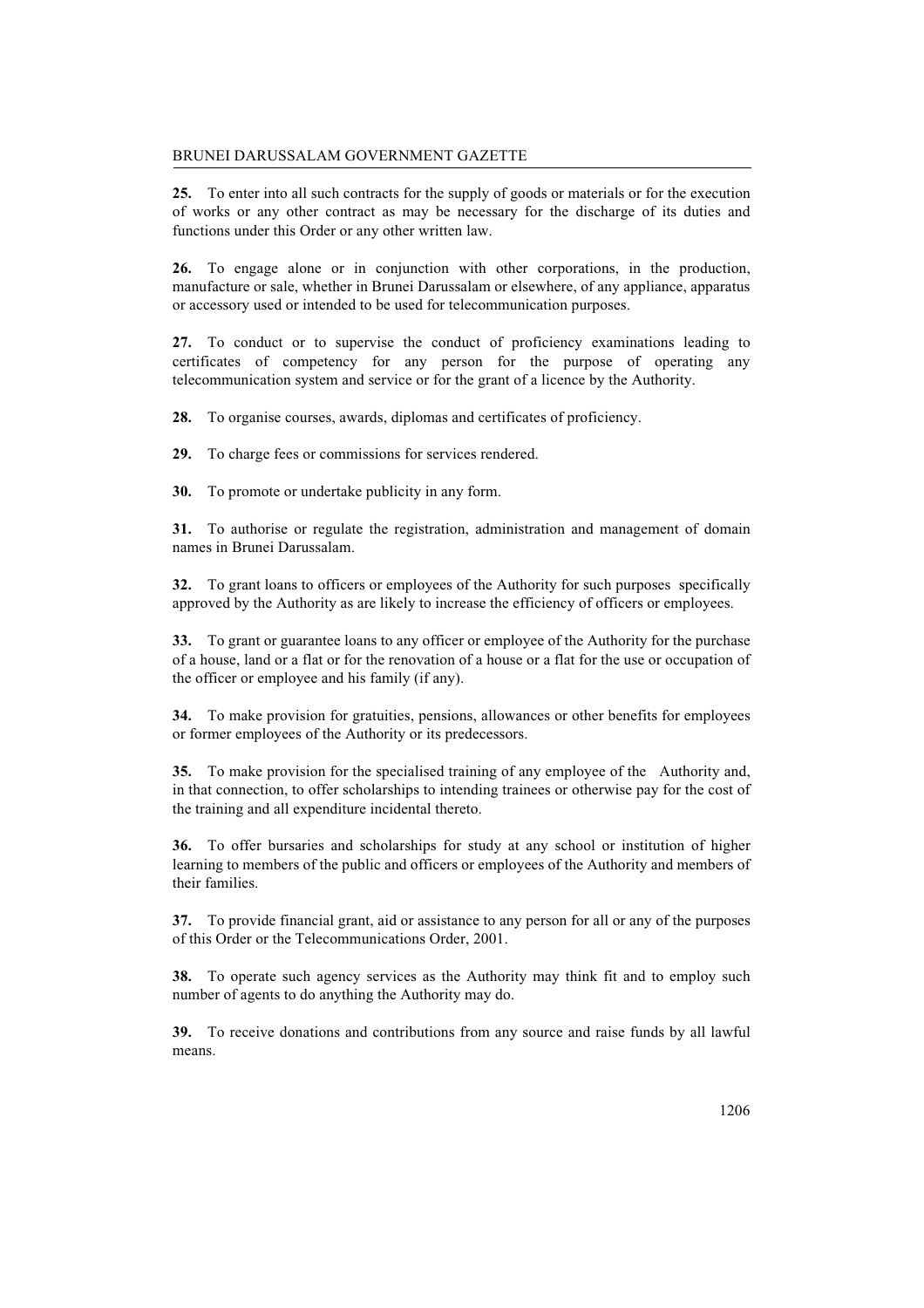**25.** To enter into all such contracts for the supply of goods or materials or for the execution of works or any other contract as may be necessary for the discharge of its duties and functions under this Order or any other written law.

**26.** To engage alone or in conjunction with other corporations, in the production, manufacture or sale, whether in Brunei Darussalam or elsewhere, of any appliance, apparatus or accessory used or intended to be used for telecommunication purposes.

**27.** To conduct or to supervise the conduct of proficiency examinations leading to certificates of competency for any person for the purpose of operating any telecommunication system and service or for the grant of a licence by the Authority.

**28.** To organise courses, awards, diplomas and certificates of proficiency.

**29.** To charge fees or commissions for services rendered.

**30.** To promote or undertake publicity in any form.

**31.** To authorise or regulate the registration, administration and management of domain names in Brunei Darussalam.

**32.** To grant loans to officers or employees of the Authority for such purposes specifically approved by the Authority as are likely to increase the efficiency of officers or employees.

**33.** To grant or guarantee loans to any officer or employee of the Authority for the purchase of a house, land or a flat or for the renovation of a house or a flat for the use or occupation of the officer or employee and his family (if any).

**34.** To make provision for gratuities, pensions, allowances or other benefits for employees or former employees of the Authority or its predecessors.

**35.** To make provision for the specialised training of any employee of the Authority and, in that connection, to offer scholarships to intending trainees or otherwise pay for the cost of the training and all expenditure incidental thereto.

**36.** To offer bursaries and scholarships for study at any school or institution of higher learning to members of the public and officers or employees of the Authority and members of their families.

**37.** To provide financial grant, aid or assistance to any person for all or any of the purposes of this Order or the Telecommunications Order, 2001.

**38.** To operate such agency services as the Authority may think fit and to employ such number of agents to do anything the Authority may do.

**39.** To receive donations and contributions from any source and raise funds by all lawful means.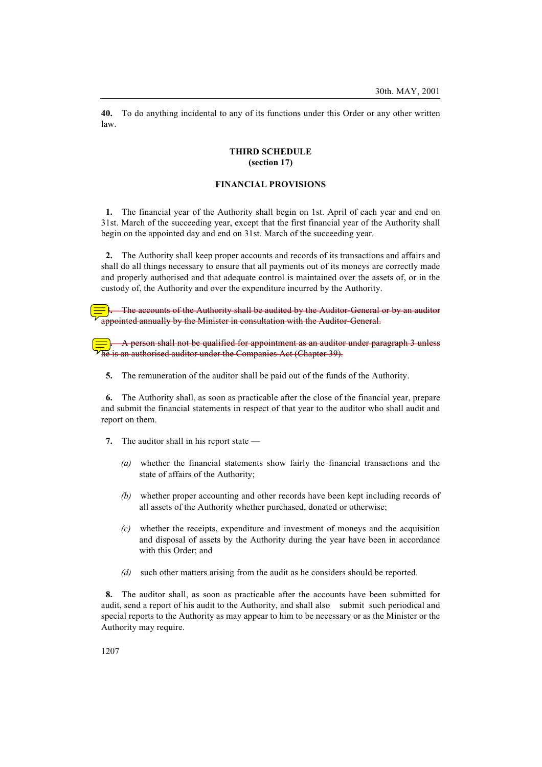**40.** To do anything incidental to any of its functions under this Order or any other written law.

**THIRD SCHEDULE**
**(section 17)**

**FINANCIAL PROVISIONS**

**1.** The financial year of the Authority shall begin on 1st. April of each year and end on 31st. March of the succeeding year, except that the first financial year of the Authority shall begin on the appointed day and end on 31st. March of the succeeding year.

**2.** The Authority shall keep proper accounts and records of its transactions and affairs and shall do all things necessary to ensure that all payments out of its moneys are correctly made and properly authorised and that adequate control is maintained over the assets of, or in the custody of, the Authority and over the expenditure incurred by the Authority.

~~**3.** The accounts of the Authority shall be audited by the Auditor-General or by an auditor appointed annually by the Minister in consultation with the Auditor-General.~~

~~**4.** A person shall not be qualified for appointment as an auditor under paragraph 3 unless he is an authorised auditor under the Companies Act (Chapter 39).~~

**5.** The remuneration of the auditor shall be paid out of the funds of the Authority.

**6.** The Authority shall, as soon as practicable after the close of the financial year, prepare and submit the financial statements in respect of that year to the auditor who shall audit and report on them.

**7.** The auditor shall in his report state —

*(a)* whether the financial statements show fairly the financial transactions and the state of affairs of the Authority;

*(b)* whether proper accounting and other records have been kept including records of all assets of the Authority whether purchased, donated or otherwise;

*(c)* whether the receipts, expenditure and investment of moneys and the acquisition and disposal of assets by the Authority during the year have been in accordance with this Order; and

*(d)* such other matters arising from the audit as he considers should be reported.

**8.** The auditor shall, as soon as practicable after the accounts have been submitted for audit, send a report of his audit to the Authority, and shall also submit such periodical and special reports to the Authority as may appear to him to be necessary or as the Minister or the Authority may require.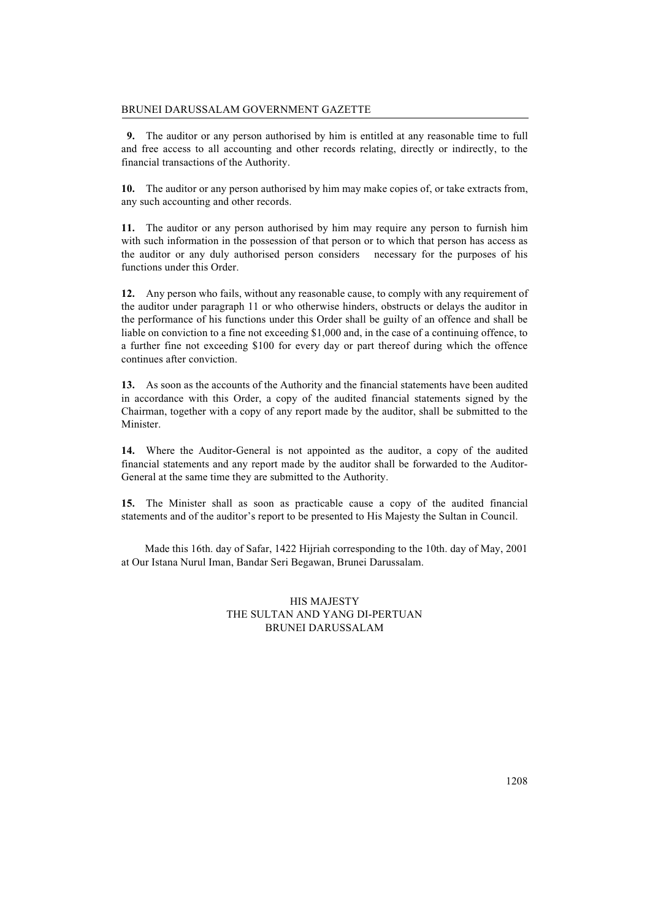**9.** The auditor or any person authorised by him is entitled at any reasonable time to full and free access to all accounting and other records relating, directly or indirectly, to the financial transactions of the Authority.

**10.** The auditor or any person authorised by him may make copies of, or take extracts from, any such accounting and other records.

**11.** The auditor or any person authorised by him may require any person to furnish him with such information in the possession of that person or to which that person has access as the auditor or any duly authorised person considers necessary for the purposes of his functions under this Order.

**12.** Any person who fails, without any reasonable cause, to comply with any requirement of the auditor under paragraph 11 or who otherwise hinders, obstructs or delays the auditor in the performance of his functions under this Order shall be guilty of an offence and shall be liable on conviction to a fine not exceeding $1,000 and, in the case of a continuing offence, to a further fine not exceeding $100 for every day or part thereof during which the offence continues after conviction.

**13.** As soon as the accounts of the Authority and the financial statements have been audited in accordance with this Order, a copy of the audited financial statements signed by the Chairman, together with a copy of any report made by the auditor, shall be submitted to the Minister.

**14.** Where the Auditor-General is not appointed as the auditor, a copy of the audited financial statements and any report made by the auditor shall be forwarded to the Auditor-General at the same time they are submitted to the Authority.

**15.** The Minister shall as soon as practicable cause a copy of the audited financial statements and of the auditor's report to be presented to His Majesty the Sultan in Council.

Made this 16th. day of Safar, 1422 Hijriah corresponding to the 10th. day of May, 2001 at Our Istana Nurul Iman, Bandar Seri Begawan, Brunei Darussalam.

HIS MAJESTY
THE SULTAN AND YANG DI-PERTUAN
BRUNEI DARUSSALAM